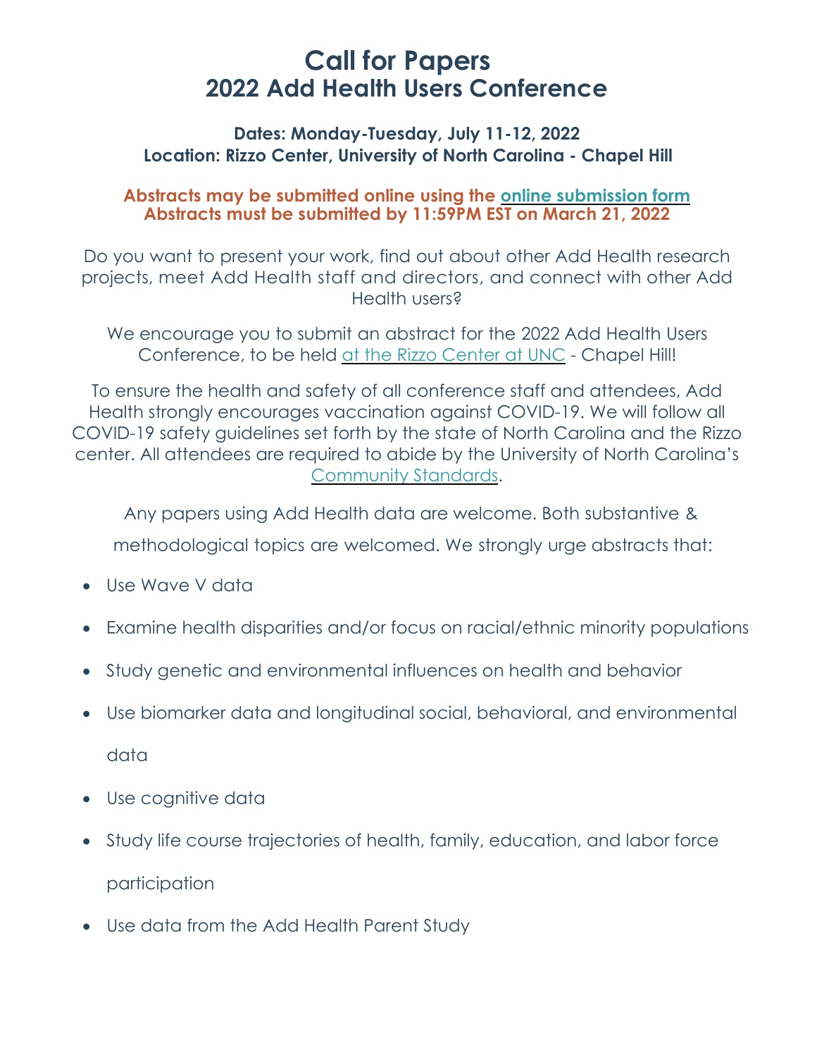# Call for Papers
# 2022 Add Health Users Conference

**Dates: Monday-Tuesday, July 11-12, 2022**
**Location: Rizzo Center, University of North Carolina - Chapel Hill**

**Abstracts may be submitted online using the online submission form**
**Abstracts must be submitted by 11:59PM EST on March 21, 2022**

Do you want to present your work, find out about other Add Health research projects, meet Add Health staff and directors, and connect with other Add Health users?

We encourage you to submit an abstract for the 2022 Add Health Users Conference, to be held at the Rizzo Center at UNC - Chapel Hill!

To ensure the health and safety of all conference staff and attendees, Add Health strongly encourages vaccination against COVID-19. We will follow all COVID-19 safety guidelines set forth by the state of North Carolina and the Rizzo center. All attendees are required to abide by the University of North Carolina's Community Standards.

Any papers using Add Health data are welcome. Both substantive & methodological topics are welcomed. We strongly urge abstracts that:

- Use Wave V data
- Examine health disparities and/or focus on racial/ethnic minority populations
- Study genetic and environmental influences on health and behavior
- Use biomarker data and longitudinal social, behavioral, and environmental data
- Use cognitive data
- Study life course trajectories of health, family, education, and labor force participation
- Use data from the Add Health Parent Study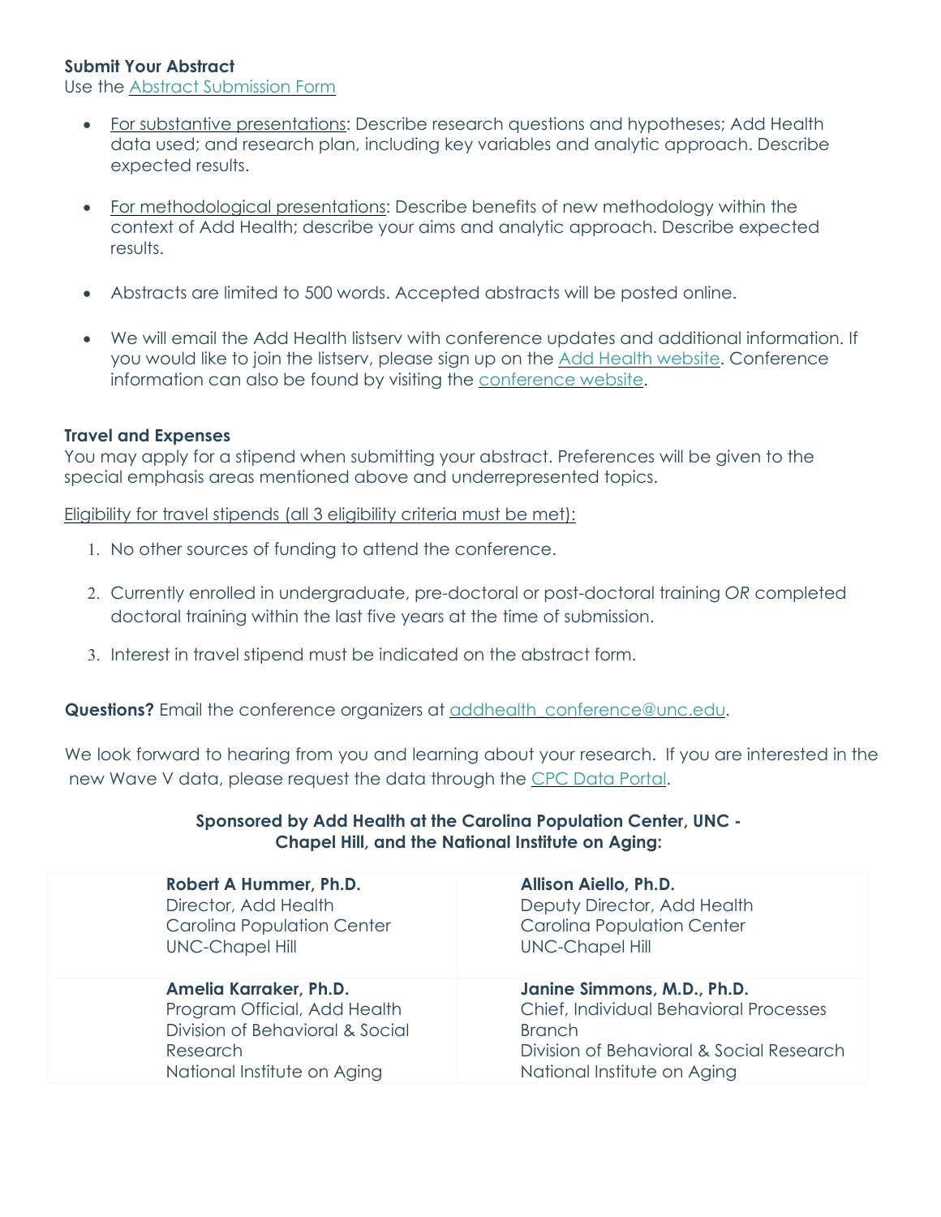**Submit Your Abstract**

Use the Abstract Submission Form

- For substantive presentations: Describe research questions and hypotheses; Add Health data used; and research plan, including key variables and analytic approach. Describe expected results.
- For methodological presentations: Describe benefits of new methodology within the context of Add Health; describe your aims and analytic approach. Describe expected results.
- Abstracts are limited to 500 words. Accepted abstracts will be posted online.
- We will email the Add Health listserv with conference updates and additional information. If you would like to join the listserv, please sign up on the Add Health website. Conference information can also be found by visiting the conference website.

**Travel and Expenses**

You may apply for a stipend when submitting your abstract. Preferences will be given to the special emphasis areas mentioned above and underrepresented topics.

Eligibility for travel stipends (all 3 eligibility criteria must be met):

1. No other sources of funding to attend the conference.
2. Currently enrolled in undergraduate, pre-doctoral or post-doctoral training *OR* completed doctoral training within the last five years at the time of submission.
3. Interest in travel stipend must be indicated on the abstract form.

**Questions?** Email the conference organizers at addhealth_conference@unc.edu.

We look forward to hearing from you and learning about your research. If you are interested in the new Wave V data, please request the data through the CPC Data Portal.

**Sponsored by Add Health at the Carolina Population Center, UNC - Chapel Hill, and the National Institute on Aging:**

| | |
|---|---|
| **Robert A Hummer, Ph.D.**<br>Director, Add Health<br>Carolina Population Center<br>UNC-Chapel Hill | **Allison Aiello, Ph.D.**<br>Deputy Director, Add Health<br>Carolina Population Center<br>UNC-Chapel Hill |
| **Amelia Karraker, Ph.D.**<br>Program Official, Add Health<br>Division of Behavioral & Social Research<br>National Institute on Aging | **Janine Simmons, M.D., Ph.D.**<br>Chief, Individual Behavioral Processes Branch<br>Division of Behavioral & Social Research<br>National Institute on Aging |